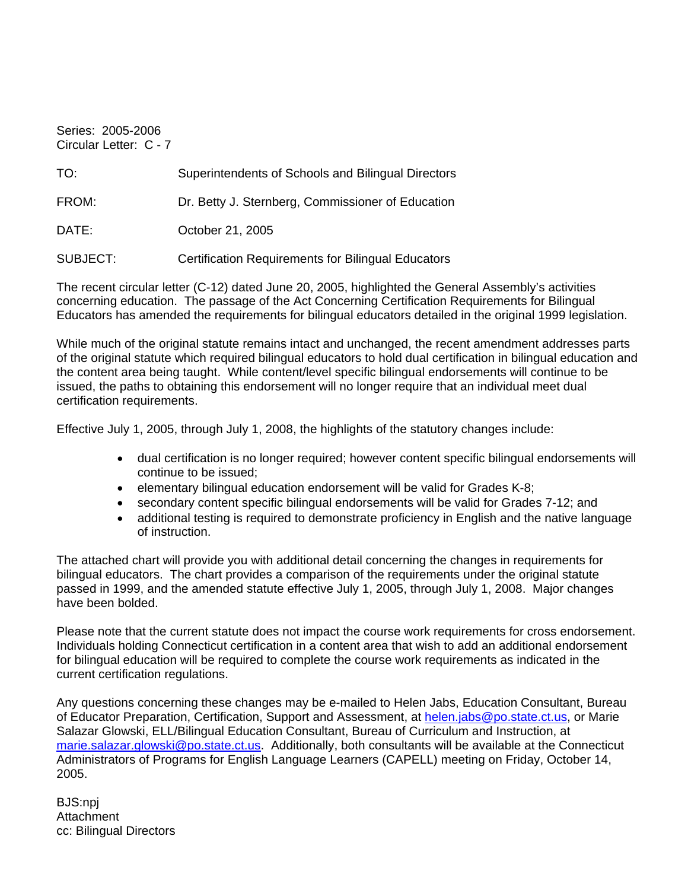Series: 2005-2006
Circular Letter: C - 7

| | |
|---|---|
| TO: | Superintendents of Schools and Bilingual Directors |
| FROM: | Dr. Betty J. Sternberg, Commissioner of Education |
| DATE: | October 21, 2005 |
| SUBJECT: | Certification Requirements for Bilingual Educators |

The recent circular letter (C-12) dated June 20, 2005, highlighted the General Assembly's activities concerning education. The passage of the Act Concerning Certification Requirements for Bilingual Educators has amended the requirements for bilingual educators detailed in the original 1999 legislation.

While much of the original statute remains intact and unchanged, the recent amendment addresses parts of the original statute which required bilingual educators to hold dual certification in bilingual education and the content area being taught. While content/level specific bilingual endorsements will continue to be issued, the paths to obtaining this endorsement will no longer require that an individual meet dual certification requirements.

Effective July 1, 2005, through July 1, 2008, the highlights of the statutory changes include:

- dual certification is no longer required; however content specific bilingual endorsements will continue to be issued;
- elementary bilingual education endorsement will be valid for Grades K-8;
- secondary content specific bilingual endorsements will be valid for Grades 7-12; and
- additional testing is required to demonstrate proficiency in English and the native language of instruction.

The attached chart will provide you with additional detail concerning the changes in requirements for bilingual educators. The chart provides a comparison of the requirements under the original statute passed in 1999, and the amended statute effective July 1, 2005, through July 1, 2008. Major changes have been bolded.

Please note that the current statute does not impact the course work requirements for cross endorsement. Individuals holding Connecticut certification in a content area that wish to add an additional endorsement for bilingual education will be required to complete the course work requirements as indicated in the current certification regulations.

Any questions concerning these changes may be e-mailed to Helen Jabs, Education Consultant, Bureau of Educator Preparation, Certification, Support and Assessment, at helen.jabs@po.state.ct.us, or Marie Salazar Glowski, ELL/Bilingual Education Consultant, Bureau of Curriculum and Instruction, at marie.salazar.glowski@po.state.ct.us. Additionally, both consultants will be available at the Connecticut Administrators of Programs for English Language Learners (CAPELL) meeting on Friday, October 14, 2005.

BJS:npj
Attachment
cc: Bilingual Directors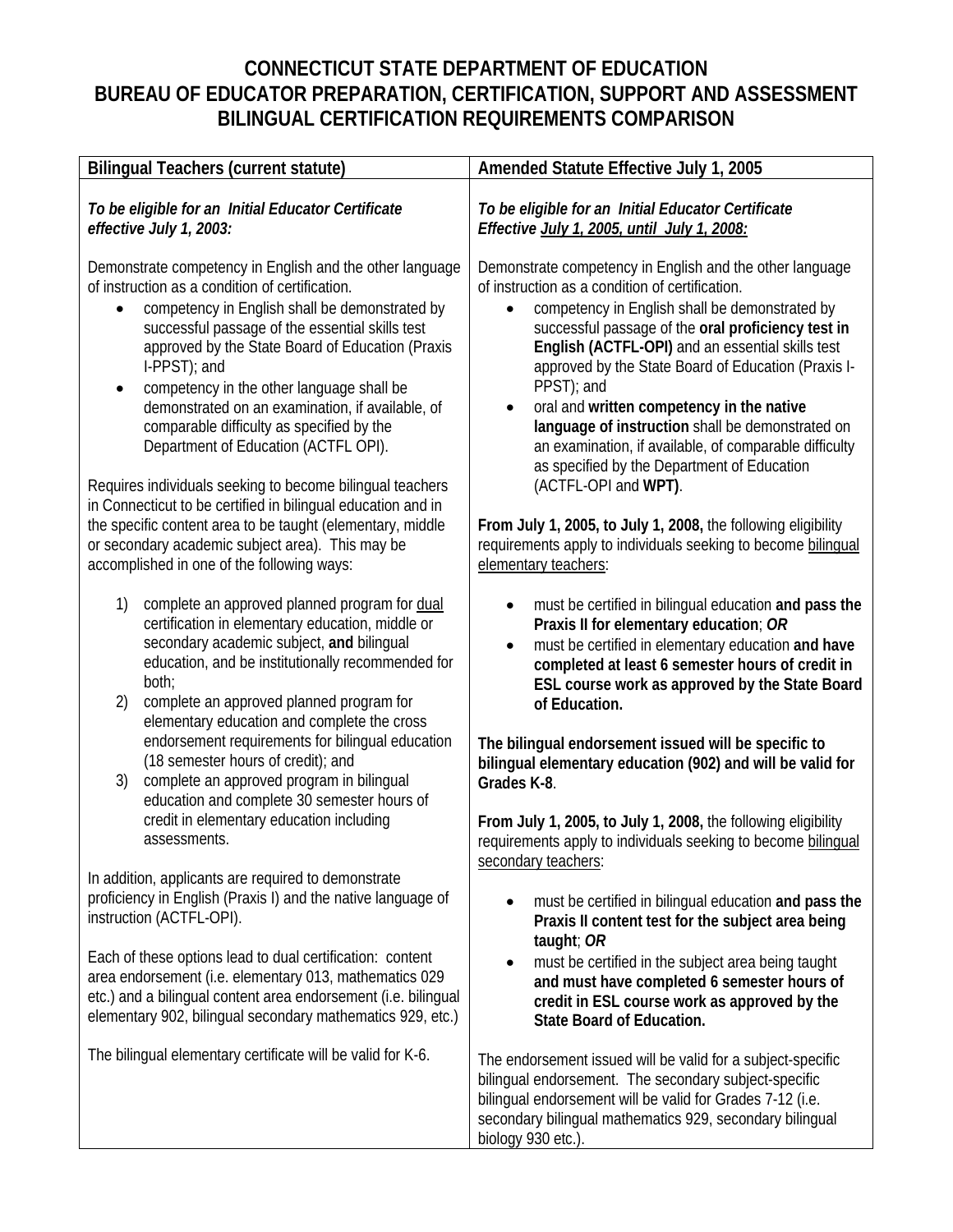# CONNECTICUT STATE DEPARTMENT OF EDUCATION
# BUREAU OF EDUCATOR PREPARATION, CERTIFICATION, SUPPORT AND ASSESSMENT
# BILINGUAL CERTIFICATION REQUIREMENTS COMPARISON

| Bilingual Teachers (current statute) | Amended Statute Effective July 1, 2005 |
|---|---|
| ***To be eligible for an Initial Educator Certificate effective July 1, 2003:***<br><br>Demonstrate competency in English and the other language of instruction as a condition of certification.<br>• competency in English shall be demonstrated by successful passage of the essential skills test approved by the State Board of Education (Praxis I-PPST); and<br>• competency in the other language shall be demonstrated on an examination, if available, of comparable difficulty as specified by the Department of Education (ACTFL OPI).<br><br>Requires individuals seeking to become bilingual teachers in Connecticut to be certified in bilingual education and in the specific content area to be taught (elementary, middle or secondary academic subject area). This may be accomplished in one of the following ways:<br><br>1) complete an approved planned program for dual certification in elementary education, middle or secondary academic subject, **and** bilingual education, and be institutionally recommended for both;<br>2) complete an approved planned program for elementary education and complete the cross endorsement requirements for bilingual education (18 semester hours of credit); and<br>3) complete an approved program in bilingual education and complete 30 semester hours of credit in elementary education including assessments.<br><br>In addition, applicants are required to demonstrate proficiency in English (Praxis I) and the native language of instruction (ACTFL-OPI).<br><br>Each of these options lead to dual certification: content area endorsement (i.e. elementary 013, mathematics 029 etc.) and a bilingual content area endorsement (i.e. bilingual elementary 902, bilingual secondary mathematics 929, etc.)<br><br>The bilingual elementary certificate will be valid for K-6. | ***To be eligible for an Initial Educator Certificate Effective July 1, 2005, until July 1, 2008:***<br><br>Demonstrate competency in English and the other language of instruction as a condition of certification.<br>• competency in English shall be demonstrated by successful passage of the **oral proficiency test in English (ACTFL-OPI)** and an essential skills test approved by the State Board of Education (Praxis I-PPST); and<br>• oral and **written competency in the native language of instruction** shall be demonstrated on an examination, if available, of comparable difficulty as specified by the Department of Education (ACTFL-OPI and **WPT)**.<br><br>**From July 1, 2005, to July 1, 2008,** the following eligibility requirements apply to individuals seeking to become bilingual elementary teachers:<br><br>• must be certified in bilingual education **and pass the Praxis II for elementary education**; ***OR***<br>• must be certified in elementary education **and have completed at least 6 semester hours of credit in ESL course work as approved by the State Board of Education.**<br><br>**The bilingual endorsement issued will be specific to bilingual elementary education (902) and will be valid for Grades K-8**.<br><br>**From July 1, 2005, to July 1, 2008,** the following eligibility requirements apply to individuals seeking to become bilingual secondary teachers:<br><br>• must be certified in bilingual education **and pass the Praxis II content test for the subject area being taught**; ***OR***<br>• must be certified in the subject area being taught **and must have completed 6 semester hours of credit in ESL course work as approved by the State Board of Education.**<br><br>The endorsement issued will be valid for a subject-specific bilingual endorsement. The secondary subject-specific bilingual endorsement will be valid for Grades 7-12 (i.e. secondary bilingual mathematics 929, secondary bilingual biology 930 etc.). |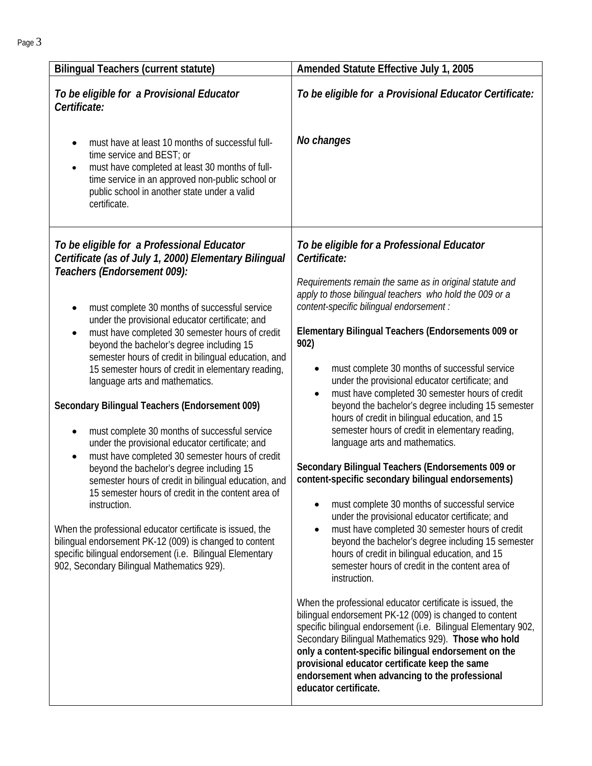| Bilingual Teachers (current statute) | Amended Statute Effective July 1, 2005 |
|---|---|
| ***To be eligible for a Provisional Educator Certificate:***<br><br>• must have at least 10 months of successful full-time service and BEST; or<br>• must have completed at least 30 months of full-time service in an approved non-public school or public school in another state under a valid certificate. | ***To be eligible for a Provisional Educator Certificate:***<br><br>***No changes*** |
| ***To be eligible for a Professional Educator Certificate (as of July 1, 2000) Elementary Bilingual Teachers (Endorsement 009):***<br><br>• must complete 30 months of successful service under the provisional educator certificate; and<br>• must have completed 30 semester hours of credit beyond the bachelor's degree including 15 semester hours of credit in bilingual education, and 15 semester hours of credit in elementary reading, language arts and mathematics.<br><br>**Secondary Bilingual Teachers (Endorsement 009)**<br><br>• must complete 30 months of successful service under the provisional educator certificate; and<br>• must have completed 30 semester hours of credit beyond the bachelor's degree including 15 semester hours of credit in bilingual education, and 15 semester hours of credit in the content area of instruction.<br><br>When the professional educator certificate is issued, the bilingual endorsement PK-12 (009) is changed to content specific bilingual endorsement (i.e. Bilingual Elementary 902, Secondary Bilingual Mathematics 929). | ***To be eligible for a Professional Educator Certificate:***<br><br>*Requirements remain the same as in original statute and apply to those bilingual teachers who hold the 009 or a content-specific bilingual endorsement :*<br><br>**Elementary Bilingual Teachers (Endorsements 009 or 902)**<br><br>• must complete 30 months of successful service under the provisional educator certificate; and<br>• must have completed 30 semester hours of credit beyond the bachelor's degree including 15 semester hours of credit in bilingual education, and 15 semester hours of credit in elementary reading, language arts and mathematics.<br><br>**Secondary Bilingual Teachers (Endorsements 009 or content-specific secondary bilingual endorsements)**<br><br>• must complete 30 months of successful service under the provisional educator certificate; and<br>• must have completed 30 semester hours of credit beyond the bachelor's degree including 15 semester hours of credit in bilingual education, and 15 semester hours of credit in the content area of instruction.<br><br>When the professional educator certificate is issued, the bilingual endorsement PK-12 (009) is changed to content specific bilingual endorsement (i.e. Bilingual Elementary 902, Secondary Bilingual Mathematics 929). **Those who hold only a content-specific bilingual endorsement on the provisional educator certificate keep the same endorsement when advancing to the professional educator certificate.** |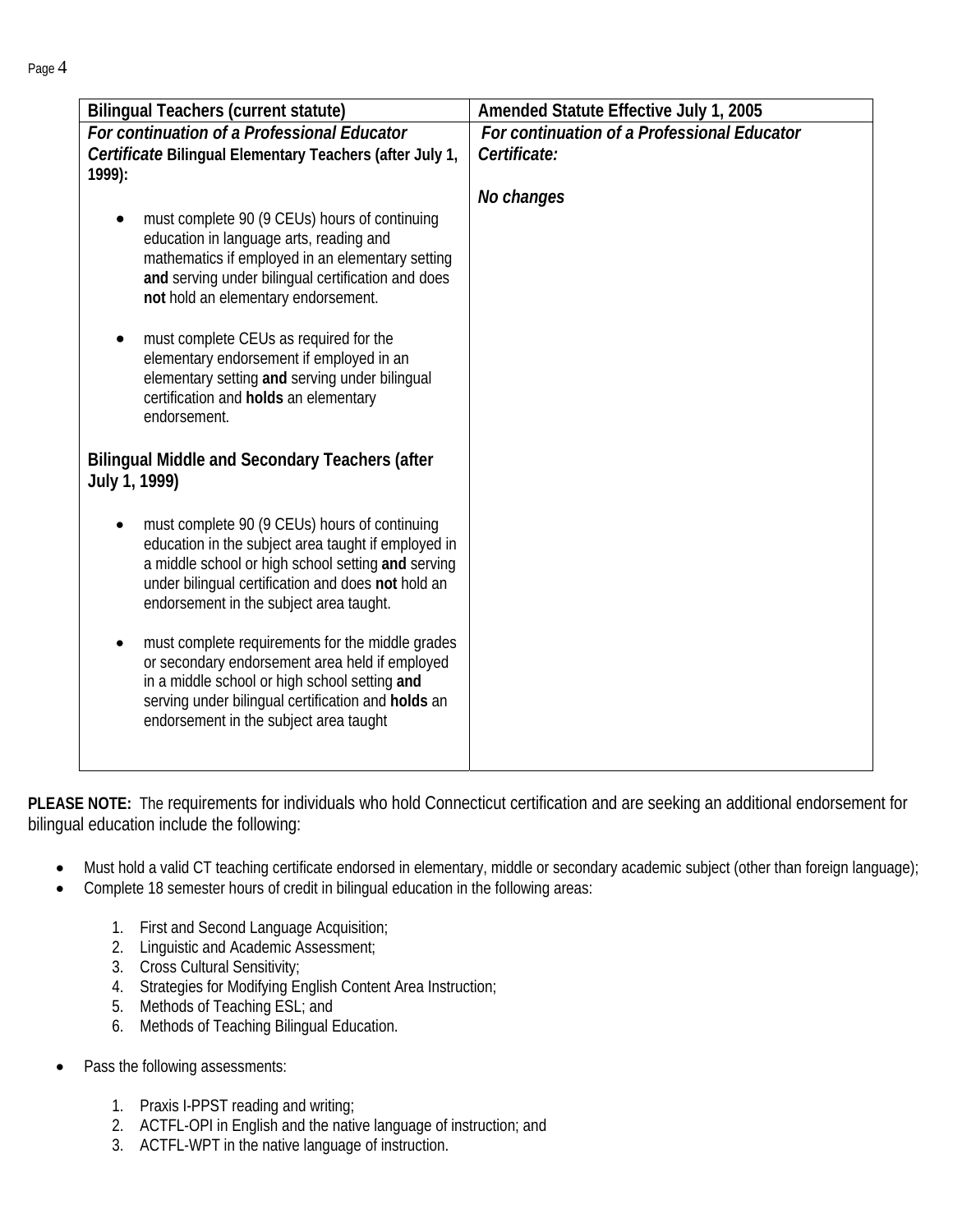| Bilingual Teachers (current statute) | Amended Statute Effective July 1, 2005 |
|---|---|
| ***For continuation of a Professional Educator Certificate* Bilingual Elementary Teachers (after July 1, 1999):**<br><br>• must complete 90 (9 CEUs) hours of continuing education in language arts, reading and mathematics if employed in an elementary setting **and** serving under bilingual certification and does **not** hold an elementary endorsement.<br><br>• must complete CEUs as required for the elementary endorsement if employed in an elementary setting **and** serving under bilingual certification and **holds** an elementary endorsement.<br><br>**Bilingual Middle and Secondary Teachers (after July 1, 1999)**<br><br>• must complete 90 (9 CEUs) hours of continuing education in the subject area taught if employed in a middle school or high school setting **and** serving under bilingual certification and does **not** hold an endorsement in the subject area taught.<br><br>• must complete requirements for the middle grades or secondary endorsement area held if employed in a middle school or high school setting **and** serving under bilingual certification and **holds** an endorsement in the subject area taught | ***For continuation of a Professional Educator Certificate:***<br><br>***No changes*** |

**PLEASE NOTE:** The requirements for individuals who hold Connecticut certification and are seeking an additional endorsement for bilingual education include the following:

- Must hold a valid CT teaching certificate endorsed in elementary, middle or secondary academic subject (other than foreign language);
- Complete 18 semester hours of credit in bilingual education in the following areas:

  1. First and Second Language Acquisition;
  2. Linguistic and Academic Assessment;
  3. Cross Cultural Sensitivity;
  4. Strategies for Modifying English Content Area Instruction;
  5. Methods of Teaching ESL; and
  6. Methods of Teaching Bilingual Education.

- Pass the following assessments:

  1. Praxis I-PPST reading and writing;
  2. ACTFL-OPI in English and the native language of instruction; and
  3. ACTFL-WPT in the native language of instruction.